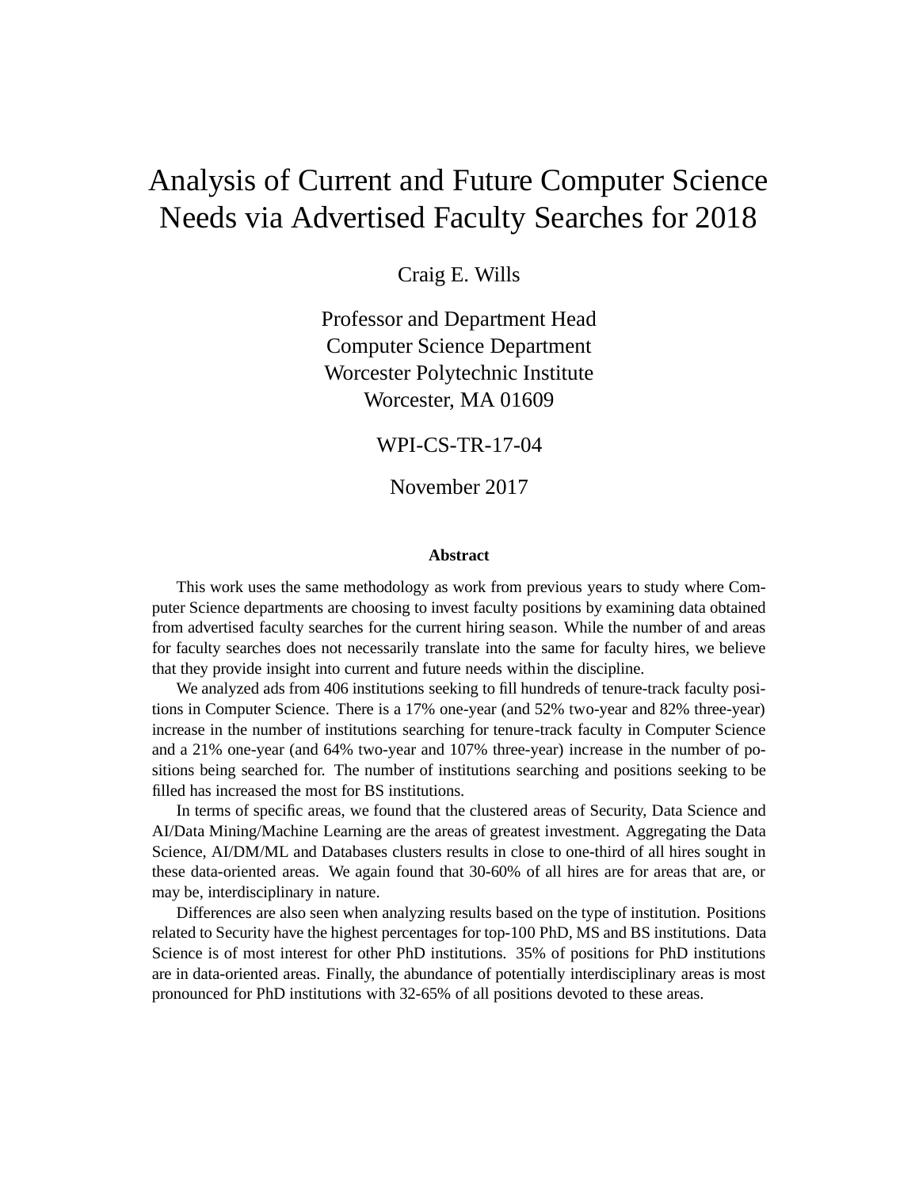# Analysis of Current and Future Computer Science Needs via Advertised Faculty Searches for 2018

Craig E. Wills

Professor and Department Head
Computer Science Department
Worcester Polytechnic Institute
Worcester, MA 01609

WPI-CS-TR-17-04

November 2017

### Abstract

This work uses the same methodology as work from previous years to study where Computer Science departments are choosing to invest faculty positions by examining data obtained from advertised faculty searches for the current hiring season. While the number of and areas for faculty searches does not necessarily translate into the same for faculty hires, we believe that they provide insight into current and future needs within the discipline.

We analyzed ads from 406 institutions seeking to fill hundreds of tenure-track faculty positions in Computer Science. There is a 17% one-year (and 52% two-year and 82% three-year) increase in the number of institutions searching for tenure-track faculty in Computer Science and a 21% one-year (and 64% two-year and 107% three-year) increase in the number of positions being searched for. The number of institutions searching and positions seeking to be filled has increased the most for BS institutions.

In terms of specific areas, we found that the clustered areas of Security, Data Science and AI/Data Mining/Machine Learning are the areas of greatest investment. Aggregating the Data Science, AI/DM/ML and Databases clusters results in close to one-third of all hires sought in these data-oriented areas. We again found that 30-60% of all hires are for areas that are, or may be, interdisciplinary in nature.

Differences are also seen when analyzing results based on the type of institution. Positions related to Security have the highest percentages for top-100 PhD, MS and BS institutions. Data Science is of most interest for other PhD institutions. 35% of positions for PhD institutions are in data-oriented areas. Finally, the abundance of potentially interdisciplinary areas is most pronounced for PhD institutions with 32-65% of all positions devoted to these areas.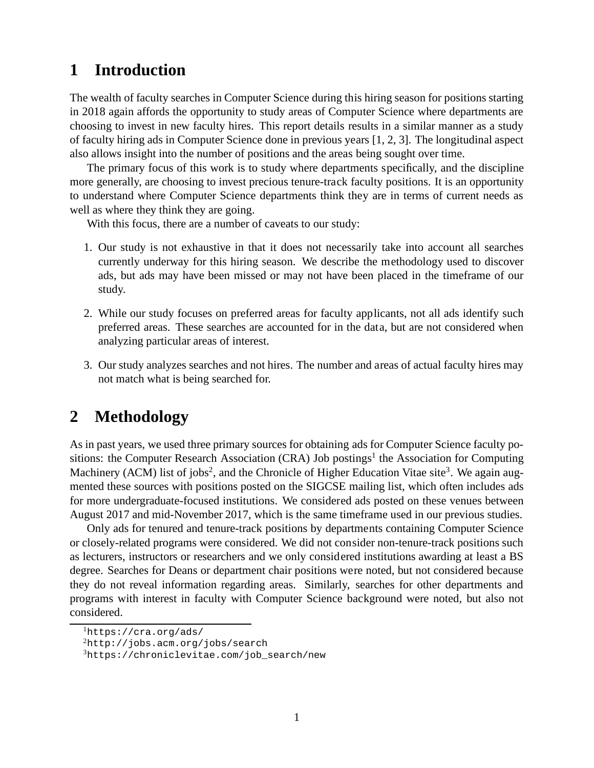# 1 Introduction

The wealth of faculty searches in Computer Science during this hiring season for positions starting in 2018 again affords the opportunity to study areas of Computer Science where departments are choosing to invest in new faculty hires. This report details results in a similar manner as a study of faculty hiring ads in Computer Science done in previous years [1, 2, 3]. The longitudinal aspect also allows insight into the number of positions and the areas being sought over time.

The primary focus of this work is to study where departments specifically, and the discipline more generally, are choosing to invest precious tenure-track faculty positions. It is an opportunity to understand where Computer Science departments think they are in terms of current needs as well as where they think they are going.

With this focus, there are a number of caveats to our study:

1. Our study is not exhaustive in that it does not necessarily take into account all searches currently underway for this hiring season. We describe the methodology used to discover ads, but ads may have been missed or may not have been placed in the timeframe of our study.

2. While our study focuses on preferred areas for faculty applicants, not all ads identify such preferred areas. These searches are accounted for in the data, but are not considered when analyzing particular areas of interest.

3. Our study analyzes searches and not hires. The number and areas of actual faculty hires may not match what is being searched for.

# 2 Methodology

As in past years, we used three primary sources for obtaining ads for Computer Science faculty positions: the Computer Research Association (CRA) Job postings[1] the Association for Computing Machinery (ACM) list of jobs[2], and the Chronicle of Higher Education Vitae site[3]. We again augmented these sources with positions posted on the SIGCSE mailing list, which often includes ads for more undergraduate-focused institutions. We considered ads posted on these venues between August 2017 and mid-November 2017, which is the same timeframe used in our previous studies.

Only ads for tenured and tenure-track positions by departments containing Computer Science or closely-related programs were considered. We did not consider non-tenure-track positions such as lecturers, instructors or researchers and we only considered institutions awarding at least a BS degree. Searches for Deans or department chair positions were noted, but not considered because they do not reveal information regarding areas. Similarly, searches for other departments and programs with interest in faculty with Computer Science background were noted, but also not considered.

[1] https://cra.org/ads/

[2] http://jobs.acm.org/jobs/search

[3] https://chroniclevitae.com/job_search/new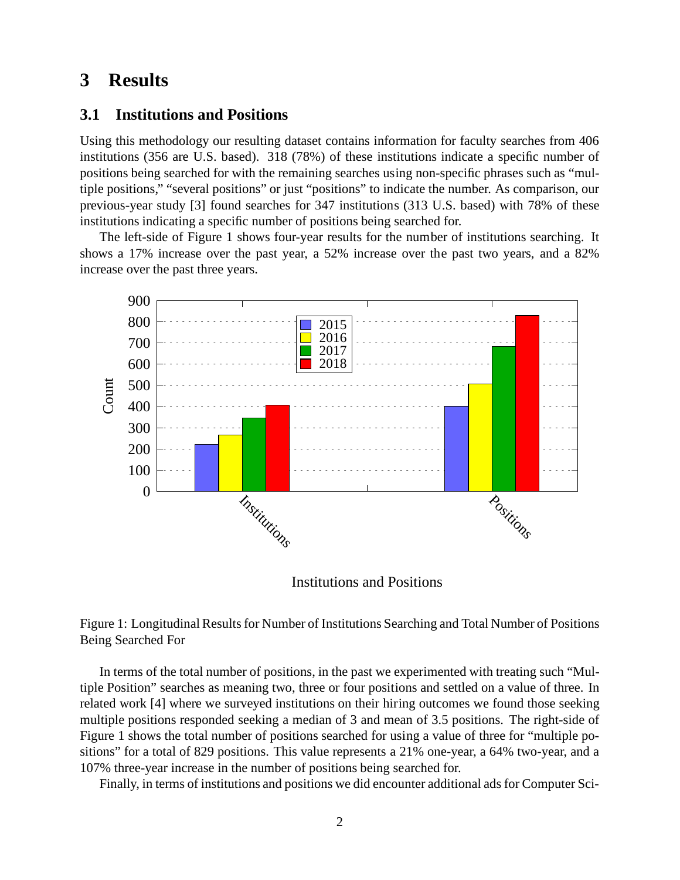## 3 Results

### 3.1 Institutions and Positions

Using this methodology our resulting dataset contains information for faculty searches from 406 institutions (356 are U.S. based). 318 (78%) of these institutions indicate a specific number of positions being searched for with the remaining searches using non-specific phrases such as "multiple positions," "several positions" or just "positions" to indicate the number. As comparison, our previous-year study [3] found searches for 347 institutions (313 U.S. based) with 78% of these institutions indicating a specific number of positions being searched for.

The left-side of Figure 1 shows four-year results for the number of institutions searching. It shows a 17% increase over the past year, a 52% increase over the past two years, and a 82% increase over the past three years.

Figure 1: Longitudinal Results for Number of Institutions Searching and Total Number of Positions Being Searched For

In terms of the total number of positions, in the past we experimented with treating such "Multiple Position" searches as meaning two, three or four positions and settled on a value of three. In related work [4] where we surveyed institutions on their hiring outcomes we found those seeking multiple positions responded seeking a median of 3 and mean of 3.5 positions. The right-side of Figure 1 shows the total number of positions searched for using a value of three for "multiple positions" for a total of 829 positions. This value represents a 21% one-year, a 64% two-year, and a 107% three-year increase in the number of positions being searched for.

Finally, in terms of institutions and positions we did encounter additional ads for Computer Sci-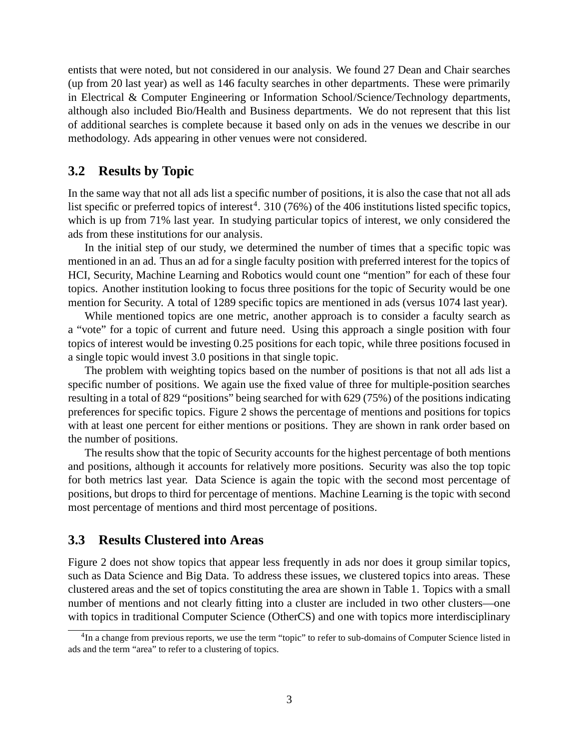entists that were noted, but not considered in our analysis. We found 27 Dean and Chair searches (up from 20 last year) as well as 146 faculty searches in other departments. These were primarily in Electrical & Computer Engineering or Information School/Science/Technology departments, although also included Bio/Health and Business departments. We do not represent that this list of additional searches is complete because it based only on ads in the venues we describe in our methodology. Ads appearing in other venues were not considered.

## 3.2 Results by Topic

In the same way that not all ads list a specific number of positions, it is also the case that not all ads list specific or preferred topics of interest[4]. 310 (76%) of the 406 institutions listed specific topics, which is up from 71% last year. In studying particular topics of interest, we only considered the ads from these institutions for our analysis.

In the initial step of our study, we determined the number of times that a specific topic was mentioned in an ad. Thus an ad for a single faculty position with preferred interest for the topics of HCI, Security, Machine Learning and Robotics would count one "mention" for each of these four topics. Another institution looking to focus three positions for the topic of Security would be one mention for Security. A total of 1289 specific topics are mentioned in ads (versus 1074 last year).

While mentioned topics are one metric, another approach is to consider a faculty search as a "vote" for a topic of current and future need. Using this approach a single position with four topics of interest would be investing 0.25 positions for each topic, while three positions focused in a single topic would invest 3.0 positions in that single topic.

The problem with weighting topics based on the number of positions is that not all ads list a specific number of positions. We again use the fixed value of three for multiple-position searches resulting in a total of 829 "positions" being searched for with 629 (75%) of the positions indicating preferences for specific topics. Figure 2 shows the percentage of mentions and positions for topics with at least one percent for either mentions or positions. They are shown in rank order based on the number of positions.

The results show that the topic of Security accounts for the highest percentage of both mentions and positions, although it accounts for relatively more positions. Security was also the top topic for both metrics last year. Data Science is again the topic with the second most percentage of positions, but drops to third for percentage of mentions. Machine Learning is the topic with second most percentage of mentions and third most percentage of positions.

## 3.3 Results Clustered into Areas

Figure 2 does not show topics that appear less frequently in ads nor does it group similar topics, such as Data Science and Big Data. To address these issues, we clustered topics into areas. These clustered areas and the set of topics constituting the area are shown in Table 1. Topics with a small number of mentions and not clearly fitting into a cluster are included in two other clusters—one with topics in traditional Computer Science (OtherCS) and one with topics more interdisciplinary

[4]In a change from previous reports, we use the term "topic" to refer to sub-domains of Computer Science listed in ads and the term "area" to refer to a clustering of topics.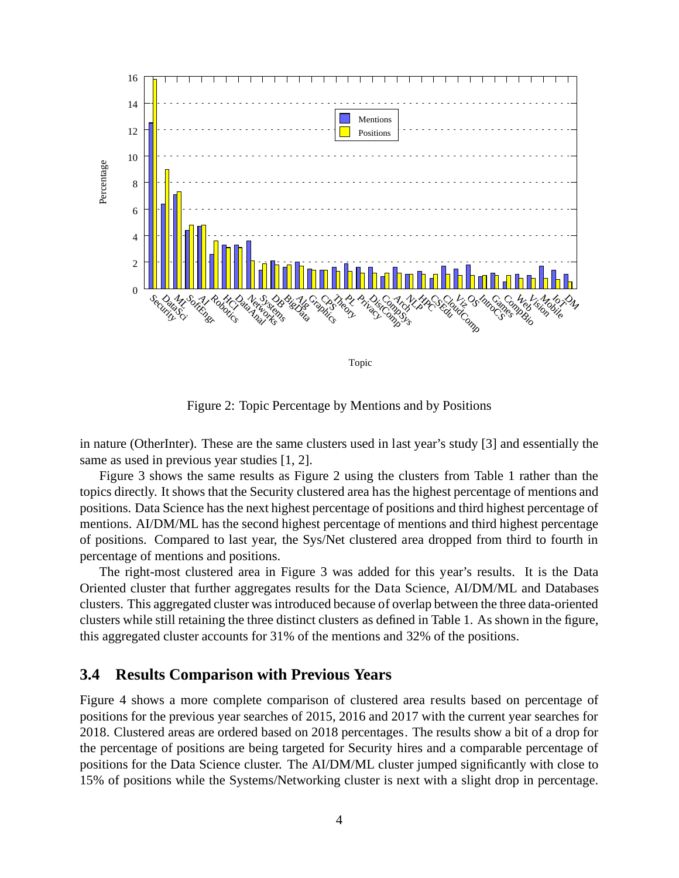Figure 2: Topic Percentage by Mentions and by Positions

in nature (OtherInter). These are the same clusters used in last year's study [3] and essentially the same as used in previous year studies [1, 2].

Figure 3 shows the same results as Figure 2 using the clusters from Table 1 rather than the topics directly. It shows that the Security clustered area has the highest percentage of mentions and positions. Data Science has the next highest percentage of positions and third highest percentage of mentions. AI/DM/ML has the second highest percentage of mentions and third highest percentage of positions. Compared to last year, the Sys/Net clustered area dropped from third to fourth in percentage of mentions and positions.

The right-most clustered area in Figure 3 was added for this year's results. It is the Data Oriented cluster that further aggregates results for the Data Science, AI/DM/ML and Databases clusters. This aggregated cluster was introduced because of overlap between the three data-oriented clusters while still retaining the three distinct clusters as defined in Table 1. As shown in the figure, this aggregated cluster accounts for 31% of the mentions and 32% of the positions.

## 3.4 Results Comparison with Previous Years

Figure 4 shows a more complete comparison of clustered area results based on percentage of positions for the previous year searches of 2015, 2016 and 2017 with the current year searches for 2018. Clustered areas are ordered based on 2018 percentages. The results show a bit of a drop for the percentage of positions are being targeted for Security hires and a comparable percentage of positions for the Data Science cluster. The AI/DM/ML cluster jumped significantly with close to 15% of positions while the Systems/Networking cluster is next with a slight drop in percentage.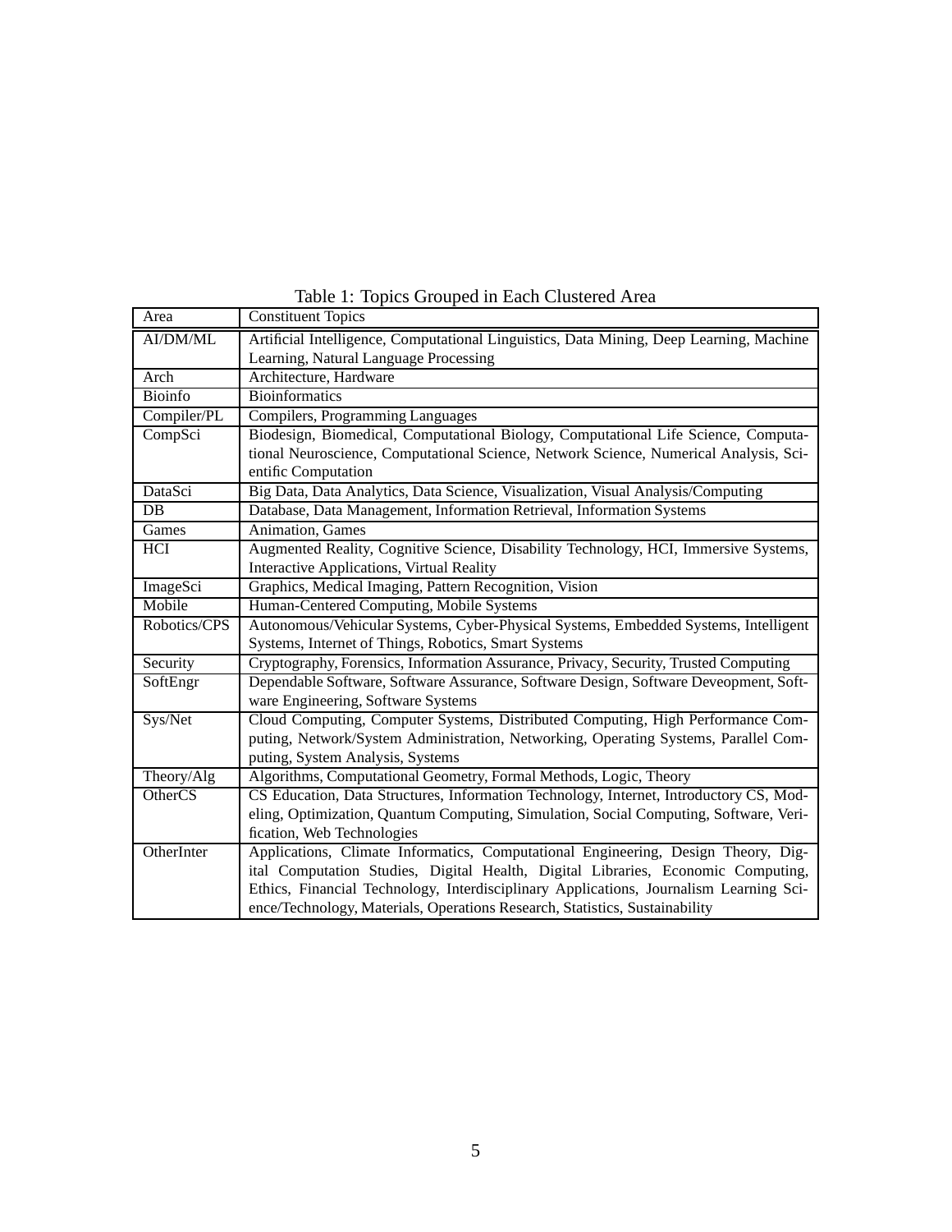Table 1: Topics Grouped in Each Clustered Area

| Area | Constituent Topics |
|---|---|
| AI/DM/ML | Artificial Intelligence, Computational Linguistics, Data Mining, Deep Learning, Machine Learning, Natural Language Processing |
| Arch | Architecture, Hardware |
| Bioinfo | Bioinformatics |
| Compiler/PL | Compilers, Programming Languages |
| CompSci | Biodesign, Biomedical, Computational Biology, Computational Life Science, Computational Neuroscience, Computational Science, Network Science, Numerical Analysis, Scientific Computation |
| DataSci | Big Data, Data Analytics, Data Science, Visualization, Visual Analysis/Computing |
| DB | Database, Data Management, Information Retrieval, Information Systems |
| Games | Animation, Games |
| HCI | Augmented Reality, Cognitive Science, Disability Technology, HCI, Immersive Systems, Interactive Applications, Virtual Reality |
| ImageSci | Graphics, Medical Imaging, Pattern Recognition, Vision |
| Mobile | Human-Centered Computing, Mobile Systems |
| Robotics/CPS | Autonomous/Vehicular Systems, Cyber-Physical Systems, Embedded Systems, Intelligent Systems, Internet of Things, Robotics, Smart Systems |
| Security | Cryptography, Forensics, Information Assurance, Privacy, Security, Trusted Computing |
| SoftEngr | Dependable Software, Software Assurance, Software Design, Software Deveopment, Software Engineering, Software Systems |
| Sys/Net | Cloud Computing, Computer Systems, Distributed Computing, High Performance Computing, Network/System Administration, Networking, Operating Systems, Parallel Computing, System Analysis, Systems |
| Theory/Alg | Algorithms, Computational Geometry, Formal Methods, Logic, Theory |
| OtherCS | CS Education, Data Structures, Information Technology, Internet, Introductory CS, Modeling, Optimization, Quantum Computing, Simulation, Social Computing, Software, Verification, Web Technologies |
| OtherInter | Applications, Climate Informatics, Computational Engineering, Design Theory, Digital Computation Studies, Digital Health, Digital Libraries, Economic Computing, Ethics, Financial Technology, Interdisciplinary Applications, Journalism Learning Science/Technology, Materials, Operations Research, Statistics, Sustainability |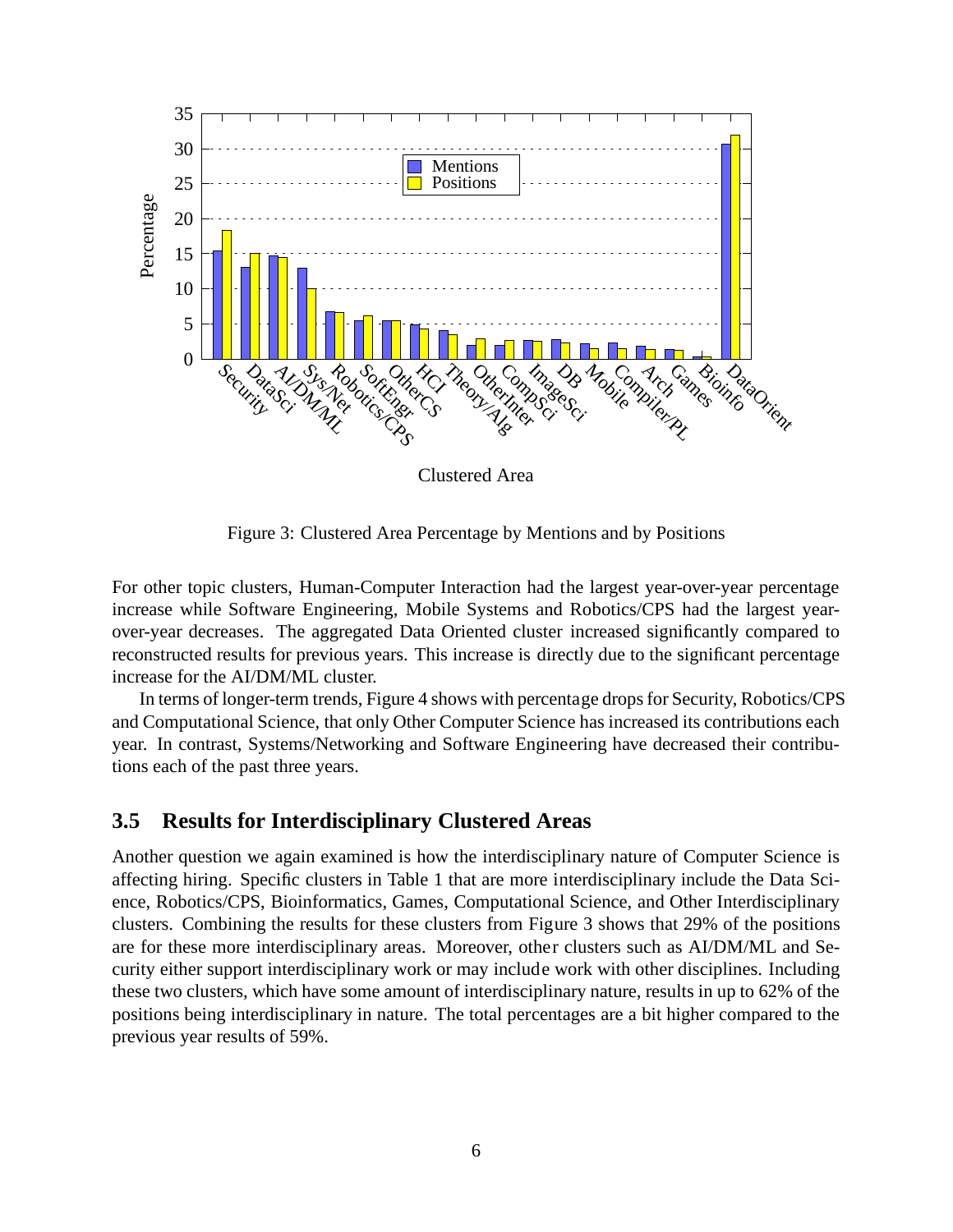Figure 3: Clustered Area Percentage by Mentions and by Positions

For other topic clusters, Human-Computer Interaction had the largest year-over-year percentage increase while Software Engineering, Mobile Systems and Robotics/CPS had the largest year-over-year decreases. The aggregated Data Oriented cluster increased significantly compared to reconstructed results for previous years. This increase is directly due to the significant percentage increase for the AI/DM/ML cluster.

In terms of longer-term trends, Figure 4 shows with percentage drops for Security, Robotics/CPS and Computational Science, that only Other Computer Science has increased its contributions each year. In contrast, Systems/Networking and Software Engineering have decreased their contributions each of the past three years.

### 3.5 Results for Interdisciplinary Clustered Areas

Another question we again examined is how the interdisciplinary nature of Computer Science is affecting hiring. Specific clusters in Table 1 that are more interdisciplinary include the Data Science, Robotics/CPS, Bioinformatics, Games, Computational Science, and Other Interdisciplinary clusters. Combining the results for these clusters from Figure 3 shows that 29% of the positions are for these more interdisciplinary areas. Moreover, other clusters such as AI/DM/ML and Security either support interdisciplinary work or may include work with other disciplines. Including these two clusters, which have some amount of interdisciplinary nature, results in up to 62% of the positions being interdisciplinary in nature. The total percentages are a bit higher compared to the previous year results of 59%.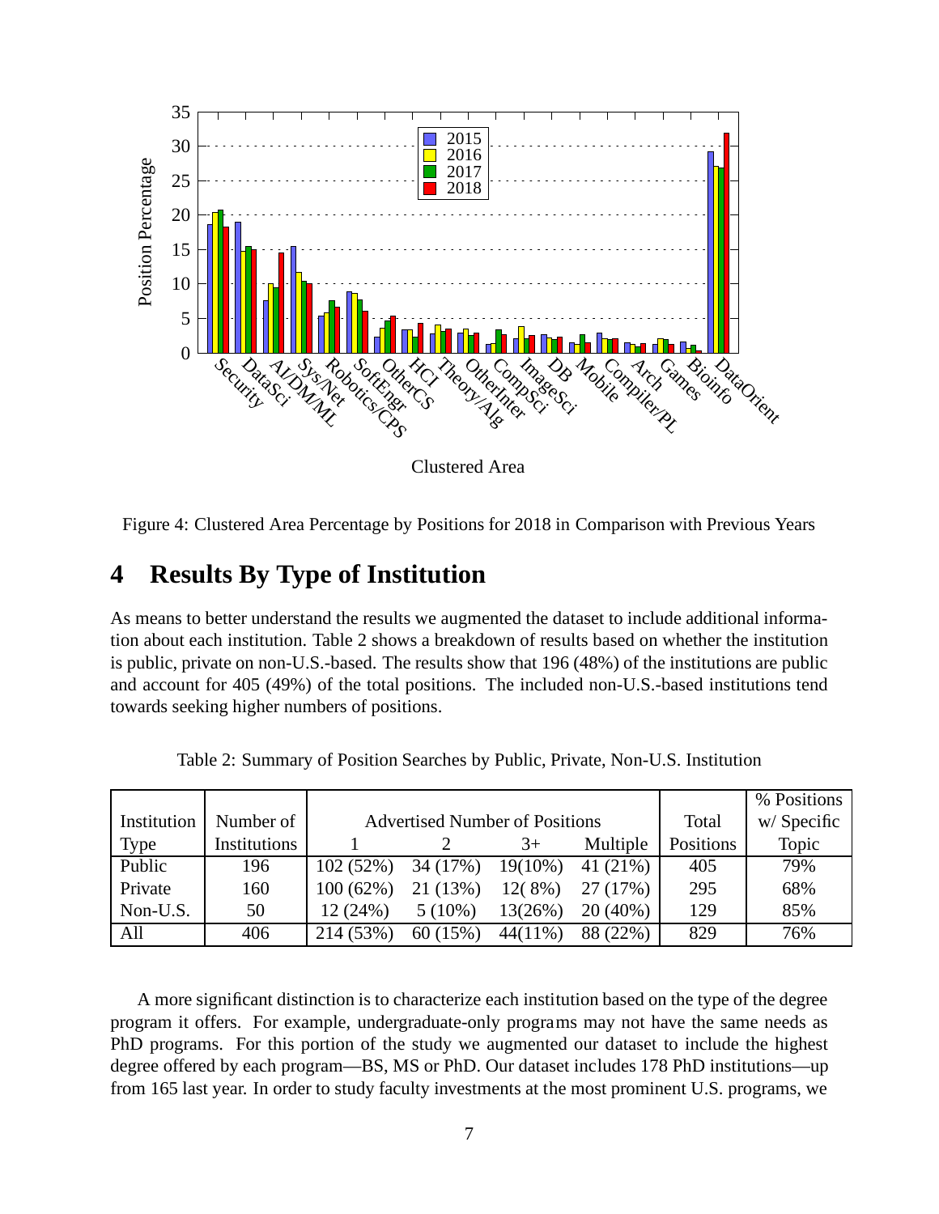Figure 4: Clustered Area Percentage by Positions for 2018 in Comparison with Previous Years

## 4 Results By Type of Institution

As means to better understand the results we augmented the dataset to include additional information about each institution. Table 2 shows a breakdown of results based on whether the institution is public, private on non-U.S.-based. The results show that 196 (48%) of the institutions are public and account for 405 (49%) of the total positions. The included non-U.S.-based institutions tend towards seeking higher numbers of positions.

Table 2: Summary of Position Searches by Public, Private, Non-U.S. Institution

| Institution Type | Number of Institutions | Advertised Number of Positions | | | | Total Positions | % Positions w/ Specific Topic |
|---|---|---|---|---|---|---|---|
| | | 1 | 2 | 3+ | Multiple | | |
| Public | 196 | 102 (52%) | 34 (17%) | 19(10%) | 41 (21%) | 405 | 79% |
| Private | 160 | 100 (62%) | 21 (13%) | 12( 8%) | 27 (17%) | 295 | 68% |
| Non-U.S. | 50 | 12 (24%) | 5 (10%) | 13(26%) | 20 (40%) | 129 | 85% |
| All | 406 | 214 (53%) | 60 (15%) | 44(11%) | 88 (22%) | 829 | 76% |

A more significant distinction is to characterize each institution based on the type of the degree program it offers. For example, undergraduate-only programs may not have the same needs as PhD programs. For this portion of the study we augmented our dataset to include the highest degree offered by each program—BS, MS or PhD. Our dataset includes 178 PhD institutions—up from 165 last year. In order to study faculty investments at the most prominent U.S. programs, we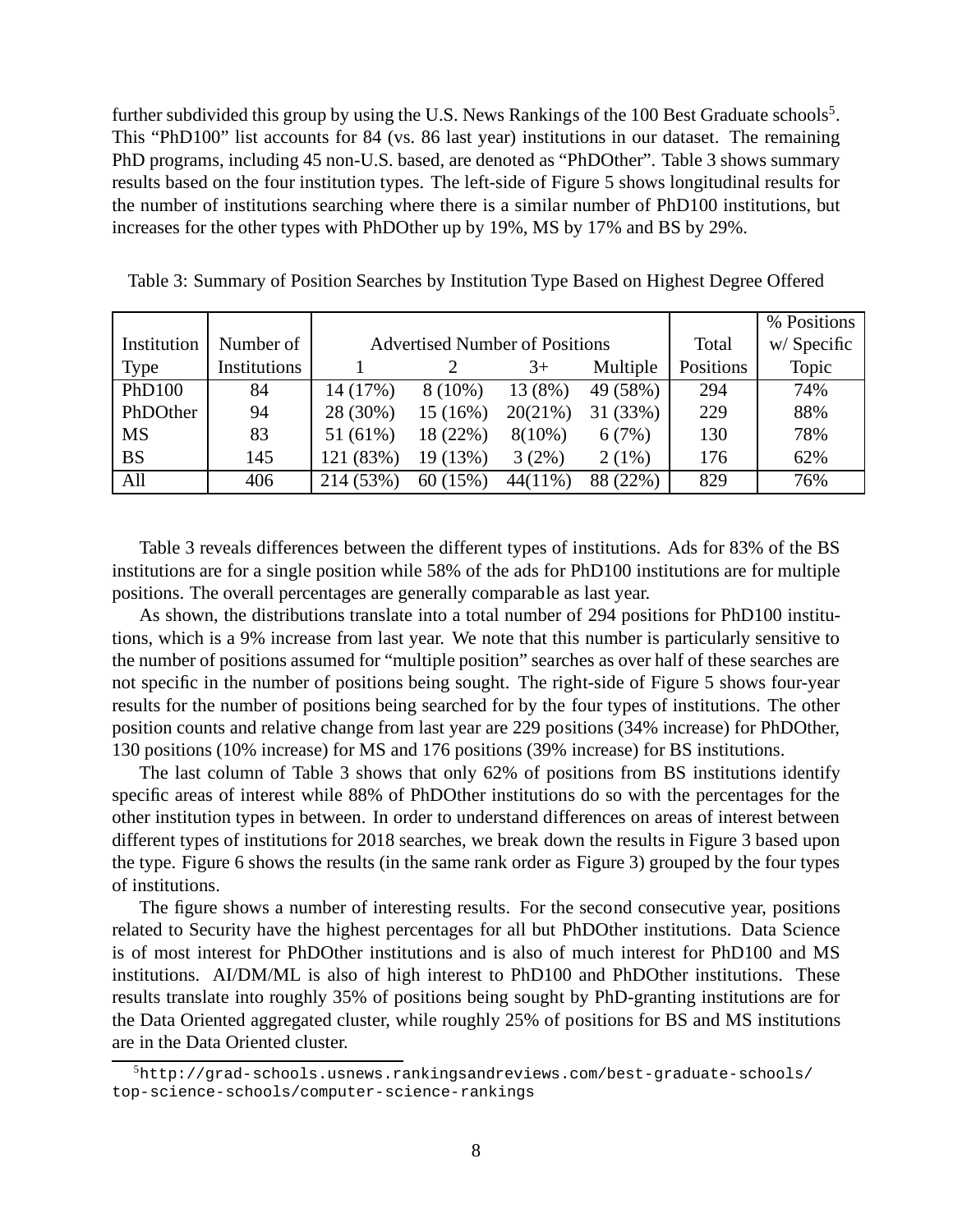further subdivided this group by using the U.S. News Rankings of the 100 Best Graduate schools[5]. This "PhD100" list accounts for 84 (vs. 86 last year) institutions in our dataset. The remaining PhD programs, including 45 non-U.S. based, are denoted as "PhDOther". Table 3 shows summary results based on the four institution types. The left-side of Figure 5 shows longitudinal results for the number of institutions searching where there is a similar number of PhD100 institutions, but increases for the other types with PhDOther up by 19%, MS by 17% and BS by 29%.

Table 3: Summary of Position Searches by Institution Type Based on Highest Degree Offered

| Institution Type | Number of Institutions | Advertised Number of Positions | | | | Total Positions | % Positions w/ Specific Topic |
|---|---|---|---|---|---|---|---|
| | | 1 | 2 | 3+ | Multiple | | |
| PhD100 | 84 | 14 (17%) | 8 (10%) | 13 (8%) | 49 (58%) | 294 | 74% |
| PhDOther | 94 | 28 (30%) | 15 (16%) | 20(21%) | 31 (33%) | 229 | 88% |
| MS | 83 | 51 (61%) | 18 (22%) | 8(10%) | 6 (7%) | 130 | 78% |
| BS | 145 | 121 (83%) | 19 (13%) | 3 (2%) | 2 (1%) | 176 | 62% |
| All | 406 | 214 (53%) | 60 (15%) | 44(11%) | 88 (22%) | 829 | 76% |

Table 3 reveals differences between the different types of institutions. Ads for 83% of the BS institutions are for a single position while 58% of the ads for PhD100 institutions are for multiple positions. The overall percentages are generally comparable as last year.

As shown, the distributions translate into a total number of 294 positions for PhD100 institutions, which is a 9% increase from last year. We note that this number is particularly sensitive to the number of positions assumed for "multiple position" searches as over half of these searches are not specific in the number of positions being sought. The right-side of Figure 5 shows four-year results for the number of positions being searched for by the four types of institutions. The other position counts and relative change from last year are 229 positions (34% increase) for PhDOther, 130 positions (10% increase) for MS and 176 positions (39% increase) for BS institutions.

The last column of Table 3 shows that only 62% of positions from BS institutions identify specific areas of interest while 88% of PhDOther institutions do so with the percentages for the other institution types in between. In order to understand differences on areas of interest between different types of institutions for 2018 searches, we break down the results in Figure 3 based upon the type. Figure 6 shows the results (in the same rank order as Figure 3) grouped by the four types of institutions.

The figure shows a number of interesting results. For the second consecutive year, positions related to Security have the highest percentages for all but PhDOther institutions. Data Science is of most interest for PhDOther institutions and is also of much interest for PhD100 and MS institutions. AI/DM/ML is also of high interest to PhD100 and PhDOther institutions. These results translate into roughly 35% of positions being sought by PhD-granting institutions are for the Data Oriented aggregated cluster, while roughly 25% of positions for BS and MS institutions are in the Data Oriented cluster.

[5] `http://grad-schools.usnews.rankingsandreviews.com/best-graduate-schools/top-science-schools/computer-science-rankings`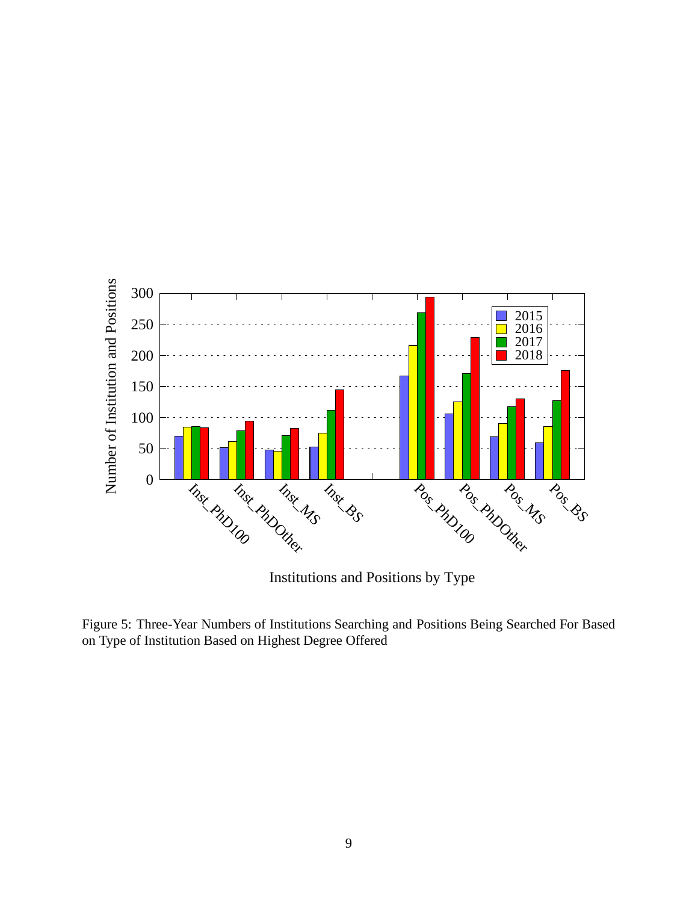Figure 5: Three-Year Numbers of Institutions Searching and Positions Being Searched For Based on Type of Institution Based on Highest Degree Offered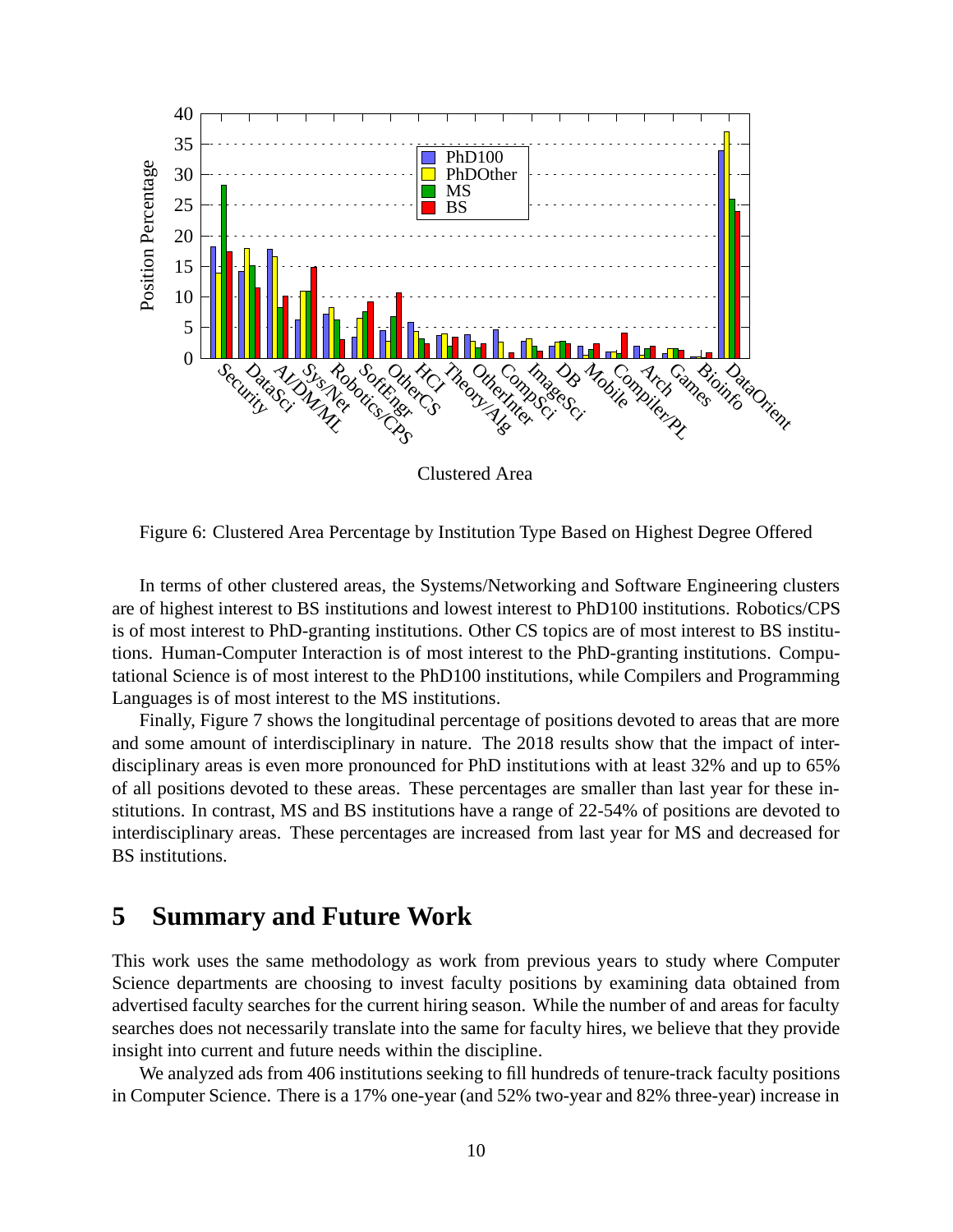Figure 6: Clustered Area Percentage by Institution Type Based on Highest Degree Offered

In terms of other clustered areas, the Systems/Networking and Software Engineering clusters are of highest interest to BS institutions and lowest interest to PhD100 institutions. Robotics/CPS is of most interest to PhD-granting institutions. Other CS topics are of most interest to BS institutions. Human-Computer Interaction is of most interest to the PhD-granting institutions. Computational Science is of most interest to the PhD100 institutions, while Compilers and Programming Languages is of most interest to the MS institutions.

Finally, Figure 7 shows the longitudinal percentage of positions devoted to areas that are more and some amount of interdisciplinary in nature. The 2018 results show that the impact of interdisciplinary areas is even more pronounced for PhD institutions with at least 32% and up to 65% of all positions devoted to these areas. These percentages are smaller than last year for these institutions. In contrast, MS and BS institutions have a range of 22-54% of positions are devoted to interdisciplinary areas. These percentages are increased from last year for MS and decreased for BS institutions.

# 5 Summary and Future Work

This work uses the same methodology as work from previous years to study where Computer Science departments are choosing to invest faculty positions by examining data obtained from advertised faculty searches for the current hiring season. While the number of and areas for faculty searches does not necessarily translate into the same for faculty hires, we believe that they provide insight into current and future needs within the discipline.

We analyzed ads from 406 institutions seeking to fill hundreds of tenure-track faculty positions in Computer Science. There is a 17% one-year (and 52% two-year and 82% three-year) increase in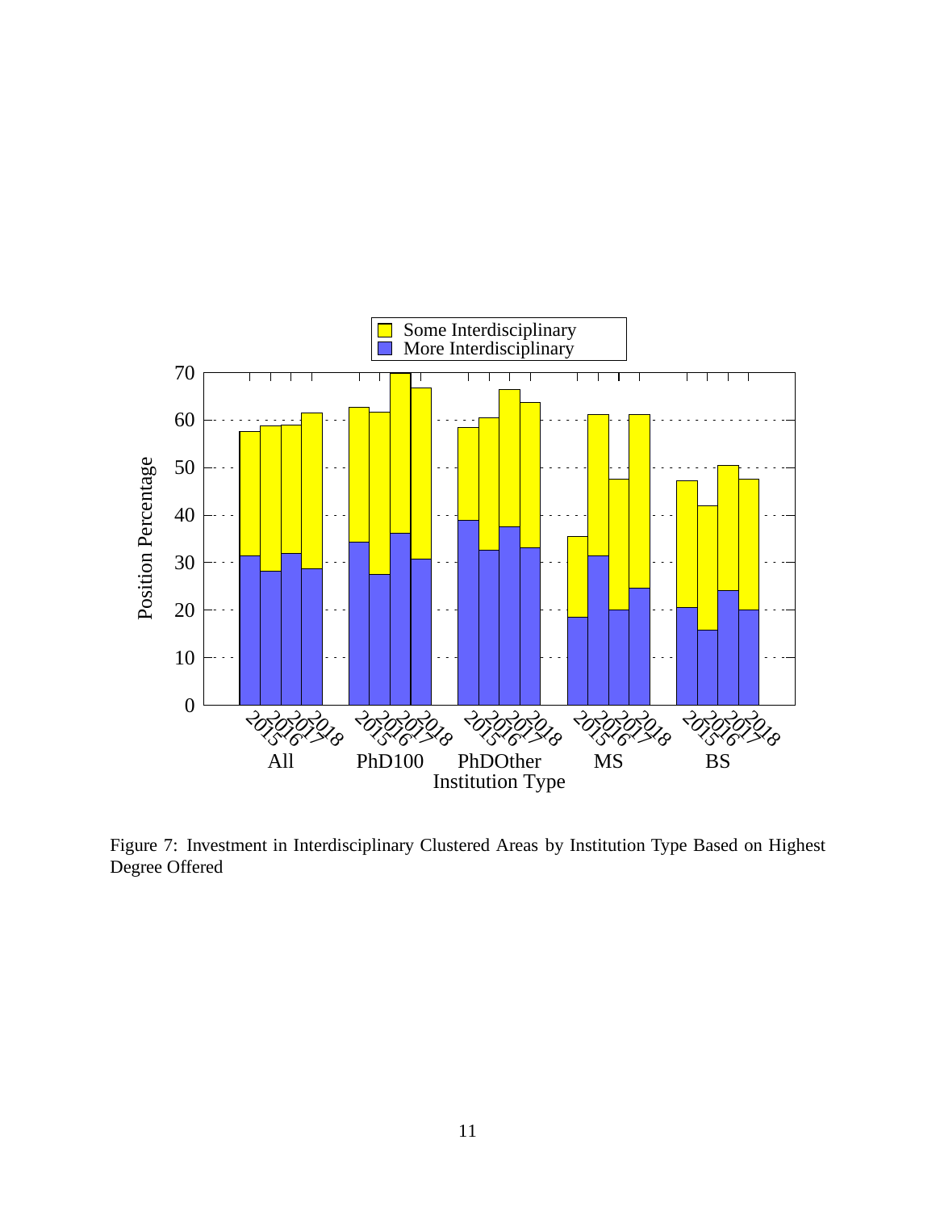Figure 7: Investment in Interdisciplinary Clustered Areas by Institution Type Based on Highest Degree Offered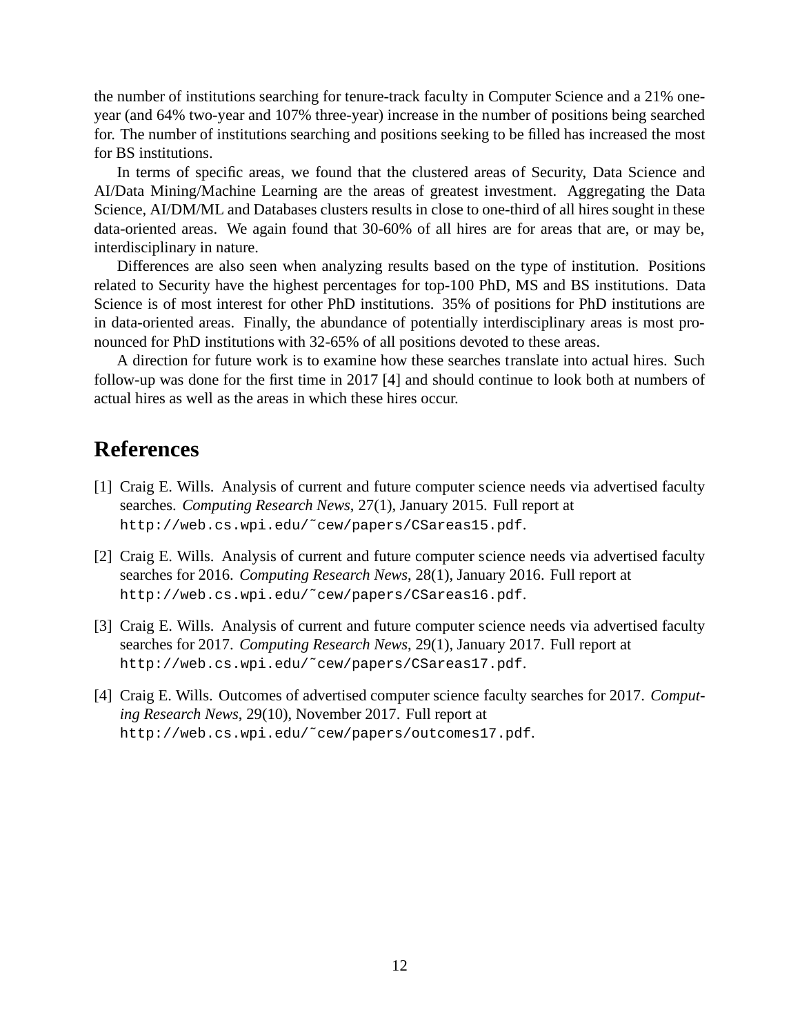the number of institutions searching for tenure-track faculty in Computer Science and a 21% one-year (and 64% two-year and 107% three-year) increase in the number of positions being searched for. The number of institutions searching and positions seeking to be filled has increased the most for BS institutions.

In terms of specific areas, we found that the clustered areas of Security, Data Science and AI/Data Mining/Machine Learning are the areas of greatest investment. Aggregating the Data Science, AI/DM/ML and Databases clusters results in close to one-third of all hires sought in these data-oriented areas. We again found that 30-60% of all hires are for areas that are, or may be, interdisciplinary in nature.

Differences are also seen when analyzing results based on the type of institution. Positions related to Security have the highest percentages for top-100 PhD, MS and BS institutions. Data Science is of most interest for other PhD institutions. 35% of positions for PhD institutions are in data-oriented areas. Finally, the abundance of potentially interdisciplinary areas is most pronounced for PhD institutions with 32-65% of all positions devoted to these areas.

A direction for future work is to examine how these searches translate into actual hires. Such follow-up was done for the first time in 2017 [4] and should continue to look both at numbers of actual hires as well as the areas in which these hires occur.

# References

[1] Craig E. Wills. Analysis of current and future computer science needs via advertised faculty searches. *Computing Research News*, 27(1), January 2015. Full report at `http://web.cs.wpi.edu/~cew/papers/CSareas15.pdf`.

[2] Craig E. Wills. Analysis of current and future computer science needs via advertised faculty searches for 2016. *Computing Research News*, 28(1), January 2016. Full report at `http://web.cs.wpi.edu/~cew/papers/CSareas16.pdf`.

[3] Craig E. Wills. Analysis of current and future computer science needs via advertised faculty searches for 2017. *Computing Research News*, 29(1), January 2017. Full report at `http://web.cs.wpi.edu/~cew/papers/CSareas17.pdf`.

[4] Craig E. Wills. Outcomes of advertised computer science faculty searches for 2017. *Computing Research News*, 29(10), November 2017. Full report at `http://web.cs.wpi.edu/~cew/papers/outcomes17.pdf`.